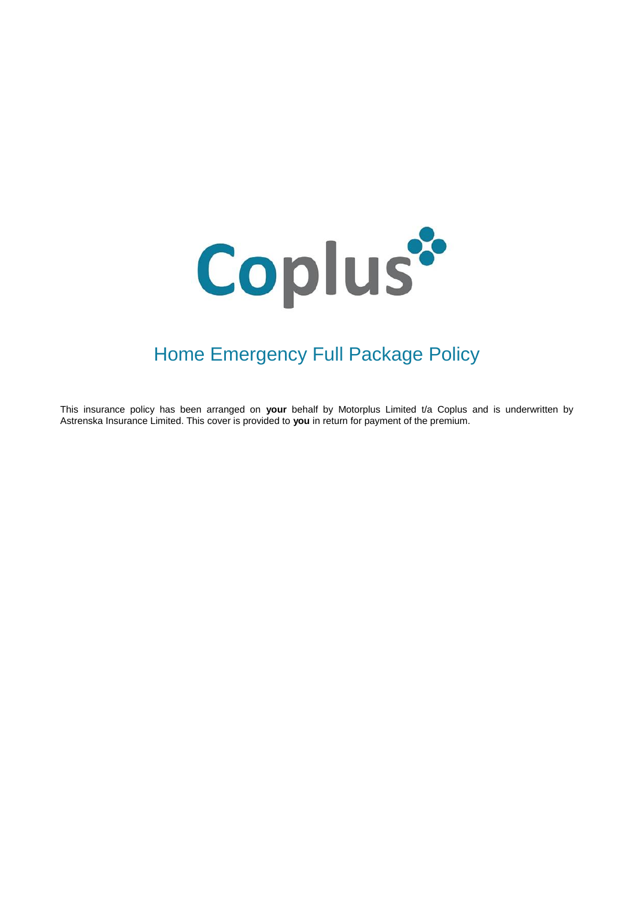Coplus

# Home Emergency Full Package Policy

This insurance policy has been arranged on **your** behalf by Motorplus Limited t/a Coplus and is underwritten by Astrenska Insurance Limited. This cover is provided to **you** in return for payment of the premium.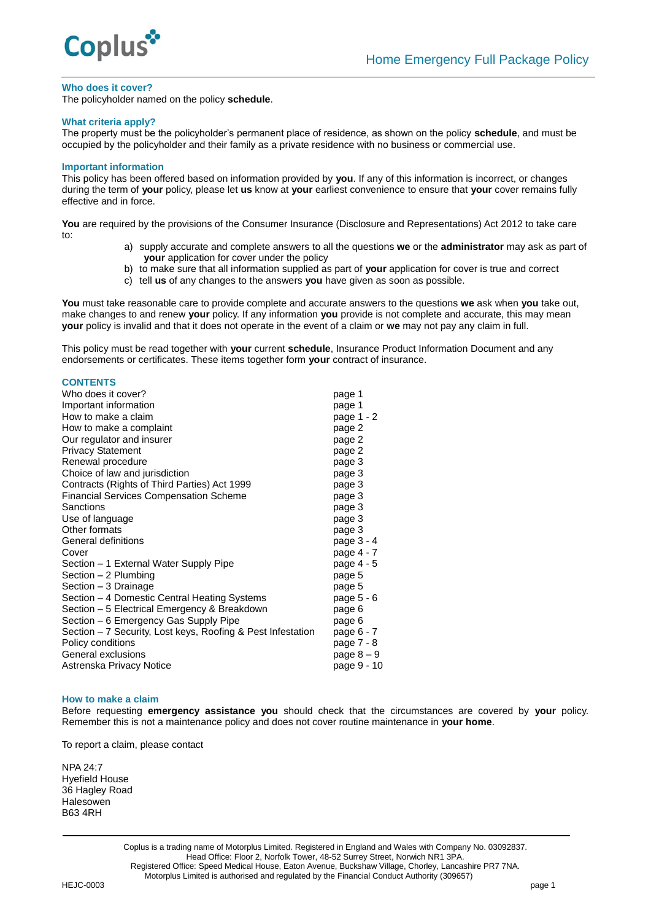### Who does it cover?

The policyholder named on the policy **schedule**.

### What criteria apply?

The property must be the policyholder's permanent place of residence, as shown on the policy **schedule**, and must be occupied by the policyholder and their family as a private residence with no business or commercial use.

### Important information

This policy has been offered based on information provided by **you**. If any of this information is incorrect, or changes during the term of **your** policy, please let **us** know at **your** earliest convenience to ensure that **your** cover remains fully effective and in force.

**You** are required by the provisions of the Consumer Insurance (Disclosure and Representations) Act 2012 to take care to:

a) supply accurate and complete answers to all the questions **we** or the **administrator** may ask as part of **your** application for cover under the policy
b) to make sure that all information supplied as part of **your** application for cover is true and correct
c) tell **us** of any changes to the answers **you** have given as soon as possible.

**You** must take reasonable care to provide complete and accurate answers to the questions **we** ask when **you** take out, make changes to and renew **your** policy. If any information **you** provide is not complete and accurate, this may mean **your** policy is invalid and that it does not operate in the event of a claim or **we** may not pay any claim in full.

This policy must be read together with **your** current **schedule**, Insurance Product Information Document and any endorsements or certificates. These items together form **your** contract of insurance.

### CONTENTS

| | |
|---|---|
| Who does it cover? | page 1 |
| Important information | page 1 |
| How to make a claim | page 1 - 2 |
| How to make a complaint | page 2 |
| Our regulator and insurer | page 2 |
| Privacy Statement | page 2 |
| Renewal procedure | page 3 |
| Choice of law and jurisdiction | page 3 |
| Contracts (Rights of Third Parties) Act 1999 | page 3 |
| Financial Services Compensation Scheme | page 3 |
| Sanctions | page 3 |
| Use of language | page 3 |
| Other formats | page 3 |
| General definitions | page 3 - 4 |
| Cover | page 4 - 7 |
| Section – 1 External Water Supply Pipe | page 4 - 5 |
| Section – 2 Plumbing | page 5 |
| Section – 3 Drainage | page 5 |
| Section – 4 Domestic Central Heating Systems | page 5 - 6 |
| Section – 5 Electrical Emergency & Breakdown | page 6 |
| Section – 6 Emergency Gas Supply Pipe | page 6 |
| Section – 7 Security, Lost keys, Roofing & Pest Infestation | page 6 - 7 |
| Policy conditions | page 7 - 8 |
| General exclusions | page 8 – 9 |
| Astrenska Privacy Notice | page 9 - 10 |

### How to make a claim

Before requesting **emergency assistance you** should check that the circumstances are covered by **your** policy. Remember this is not a maintenance policy and does not cover routine maintenance in **your home**.

To report a claim, please contact

NPA 24:7
Hyefield House
36 Hagley Road
Halesowen
B63 4RH

Coplus is a trading name of Motorplus Limited. Registered in England and Wales with Company No. 03092837.
Head Office: Floor 2, Norfolk Tower, 48-52 Surrey Street, Norwich NR1 3PA.
Registered Office: Speed Medical House, Eaton Avenue, Buckshaw Village, Chorley, Lancashire PR7 7NA.
Motorplus Limited is authorised and regulated by the Financial Conduct Authority (309657)

HEJC-0003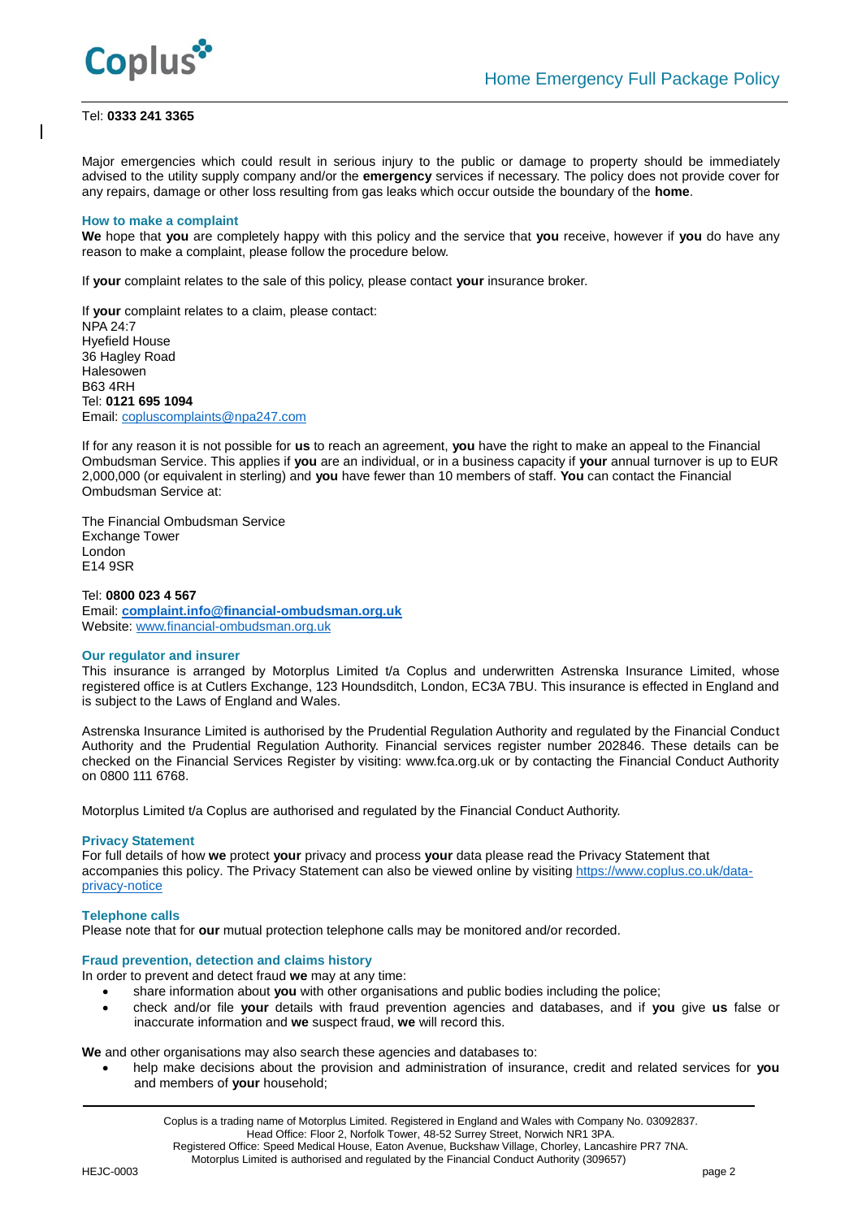Tel: **0333 241 3365**

Major emergencies which could result in serious injury to the public or damage to property should be immediately advised to the utility supply company and/or the **emergency** services if necessary. The policy does not provide cover for any repairs, damage or other loss resulting from gas leaks which occur outside the boundary of the **home**.

### How to make a complaint

**We** hope that **you** are completely happy with this policy and the service that **you** receive, however if **you** do have any reason to make a complaint, please follow the procedure below.

If **your** complaint relates to the sale of this policy, please contact **your** insurance broker.

If **your** complaint relates to a claim, please contact:
NPA 24:7
Hyefield House
36 Hagley Road
Halesowen
B63 4RH
Tel: **0121 695 1094**
Email: copluscomplaints@npa247.com

If for any reason it is not possible for **us** to reach an agreement, **you** have the right to make an appeal to the Financial Ombudsman Service. This applies if **you** are an individual, or in a business capacity if **your** annual turnover is up to EUR 2,000,000 (or equivalent in sterling) and **you** have fewer than 10 members of staff. **You** can contact the Financial Ombudsman Service at:

The Financial Ombudsman Service
Exchange Tower
London
E14 9SR

Tel: **0800 023 4 567**
Email: **complaint.info@financial-ombudsman.org.uk**
Website: www.financial-ombudsman.org.uk

### Our regulator and insurer

This insurance is arranged by Motorplus Limited t/a Coplus and underwritten Astrenska Insurance Limited, whose registered office is at Cutlers Exchange, 123 Houndsditch, London, EC3A 7BU. This insurance is effected in England and is subject to the Laws of England and Wales.

Astrenska Insurance Limited is authorised by the Prudential Regulation Authority and regulated by the Financial Conduct Authority and the Prudential Regulation Authority. Financial services register number 202846. These details can be checked on the Financial Services Register by visiting: www.fca.org.uk or by contacting the Financial Conduct Authority on 0800 111 6768.

Motorplus Limited t/a Coplus are authorised and regulated by the Financial Conduct Authority.

### Privacy Statement

For full details of how **we** protect **your** privacy and process **your** data please read the Privacy Statement that accompanies this policy. The Privacy Statement can also be viewed online by visiting https://www.coplus.co.uk/data-privacy-notice

### Telephone calls

Please note that for **our** mutual protection telephone calls may be monitored and/or recorded.

### Fraud prevention, detection and claims history

In order to prevent and detect fraud **we** may at any time:

- share information about **you** with other organisations and public bodies including the police;
- check and/or file **your** details with fraud prevention agencies and databases, and if **you** give **us** false or inaccurate information and **we** suspect fraud, **we** will record this.

**We** and other organisations may also search these agencies and databases to:

- help make decisions about the provision and administration of insurance, credit and related services for **you** and members of **your** household;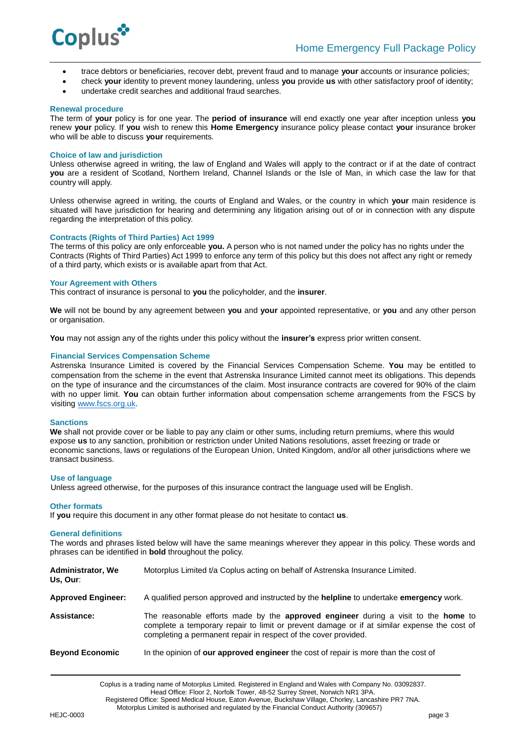- trace debtors or beneficiaries, recover debt, prevent fraud and to manage **your** accounts or insurance policies;
- check **your** identity to prevent money laundering, unless **you** provide **us** with other satisfactory proof of identity;
- undertake credit searches and additional fraud searches.

### Renewal procedure

The term of **your** policy is for one year. The **period of insurance** will end exactly one year after inception unless **you** renew **your** policy. If **you** wish to renew this **Home Emergency** insurance policy please contact **your** insurance broker who will be able to discuss **your** requirements.

### Choice of law and jurisdiction

Unless otherwise agreed in writing, the law of England and Wales will apply to the contract or if at the date of contract **you** are a resident of Scotland, Northern Ireland, Channel Islands or the Isle of Man, in which case the law for that country will apply.

Unless otherwise agreed in writing, the courts of England and Wales, or the country in which **your** main residence is situated will have jurisdiction for hearing and determining any litigation arising out of or in connection with any dispute regarding the interpretation of this policy.

### Contracts (Rights of Third Parties) Act 1999

The terms of this policy are only enforceable **you.** A person who is not named under the policy has no rights under the Contracts (Rights of Third Parties) Act 1999 to enforce any term of this policy but this does not affect any right or remedy of a third party, which exists or is available apart from that Act.

### Your Agreement with Others

This contract of insurance is personal to **you** the policyholder, and the **insurer**.

**We** will not be bound by any agreement between **you** and **your** appointed representative, or **you** and any other person or organisation.

**You** may not assign any of the rights under this policy without the **insurer's** express prior written consent.

### Financial Services Compensation Scheme

Astrenska Insurance Limited is covered by the Financial Services Compensation Scheme. **You** may be entitled to compensation from the scheme in the event that Astrenska Insurance Limited cannot meet its obligations. This depends on the type of insurance and the circumstances of the claim. Most insurance contracts are covered for 90% of the claim with no upper limit. **You** can obtain further information about compensation scheme arrangements from the FSCS by visiting www.fscs.org.uk.

### Sanctions

**We** shall not provide cover or be liable to pay any claim or other sums, including return premiums, where this would expose **us** to any sanction, prohibition or restriction under United Nations resolutions, asset freezing or trade or economic sanctions, laws or regulations of the European Union, United Kingdom, and/or all other jurisdictions where we transact business.

### Use of language

Unless agreed otherwise, for the purposes of this insurance contract the language used will be English.

### Other formats

If **you** require this document in any other format please do not hesitate to contact **us**.

### General definitions

The words and phrases listed below will have the same meanings wherever they appear in this policy. These words and phrases can be identified in **bold** throughout the policy.

| | |
|---|---|
| **Administrator, We Us, Our**: | Motorplus Limited t/a Coplus acting on behalf of Astrenska Insurance Limited. |
| **Approved Engineer:** | A qualified person approved and instructed by the **helpline** to undertake **emergency** work. |
| **Assistance:** | The reasonable efforts made by the **approved engineer** during a visit to the **home** to complete a temporary repair to limit or prevent damage or if at similar expense the cost of completing a permanent repair in respect of the cover provided. |
| **Beyond Economic** | In the opinion of **our approved engineer** the cost of repair is more than the cost of |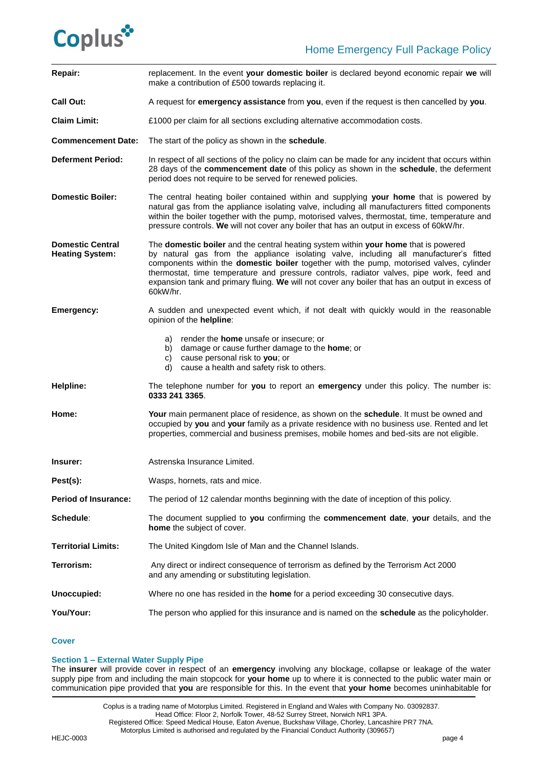| | |
|---|---|
| **Repair:** | replacement. In the event **your domestic boiler** is declared beyond economic repair **we** will make a contribution of £500 towards replacing it. |
| **Call Out:** | A request for **emergency assistance** from **you**, even if the request is then cancelled by **you**. |
| **Claim Limit:** | £1000 per claim for all sections excluding alternative accommodation costs. |
| **Commencement Date:** | The start of the policy as shown in the **schedule**. |
| **Deferment Period:** | In respect of all sections of the policy no claim can be made for any incident that occurs within 28 days of the **commencement date** of this policy as shown in the **schedule**, the deferment period does not require to be served for renewed policies. |
| **Domestic Boiler:** | The central heating boiler contained within and supplying **your home** that is powered by natural gas from the appliance isolating valve, including all manufacturers fitted components within the boiler together with the pump, motorised valves, thermostat, time, temperature and pressure controls. **We** will not cover any boiler that has an output in excess of 60kW/hr. |
| **Domestic Central Heating System:** | The **domestic boiler** and the central heating system within **your home** that is powered by natural gas from the appliance isolating valve, including all manufacturer's fitted components within the **domestic boiler** together with the pump, motorised valves, cylinder thermostat, time temperature and pressure controls, radiator valves, pipe work, feed and expansion tank and primary fluing. **We** will not cover any boiler that has an output in excess of 60kW/hr. |
| **Emergency:** | A sudden and unexpected event which, if not dealt with quickly would in the reasonable opinion of the **helpline**: a) render the **home** unsafe or insecure; or b) damage or cause further damage to the **home**; or c) cause personal risk to **you**; or d) cause a health and safety risk to others. |
| **Helpline:** | The telephone number for **you** to report an **emergency** under this policy. The number is: **0333 241 3365**. |
| **Home:** | **Your** main permanent place of residence, as shown on the **schedule**. It must be owned and occupied by **you** and **your** family as a private residence with no business use. Rented and let properties, commercial and business premises, mobile homes and bed-sits are not eligible. |
| **Insurer:** | Astrenska Insurance Limited. |
| **Pest(s):** | Wasps, hornets, rats and mice. |
| **Period of Insurance:** | The period of 12 calendar months beginning with the date of inception of this policy. |
| **Schedule:** | The document supplied to **you** confirming the **commencement date**, **your** details, and the **home** the subject of cover. |
| **Territorial Limits:** | The United Kingdom Isle of Man and the Channel Islands. |
| **Terrorism:** | Any direct or indirect consequence of terrorism as defined by the Terrorism Act 2000 and any amending or substituting legislation. |
| **Unoccupied:** | Where no one has resided in the **home** for a period exceeding 30 consecutive days. |
| **You/Your:** | The person who applied for this insurance and is named on the **schedule** as the policyholder. |

## Cover

### Section 1 – External Water Supply Pipe

The **insurer** will provide cover in respect of an **emergency** involving any blockage, collapse or leakage of the water supply pipe from and including the main stopcock for **your home** up to where it is connected to the public water main or communication pipe provided that **you** are responsible for this. In the event that **your home** becomes uninhabitable for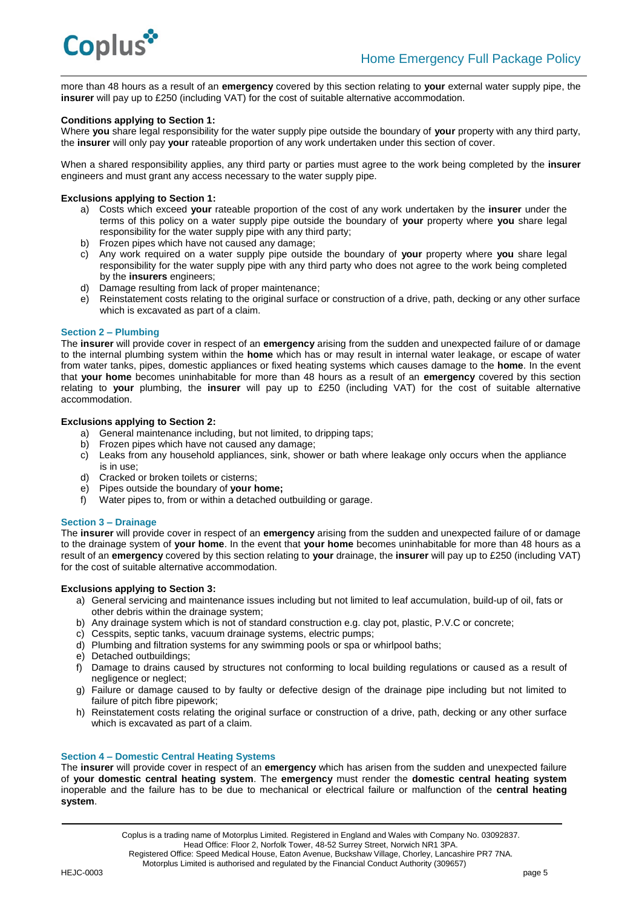more than 48 hours as a result of an **emergency** covered by this section relating to **your** external water supply pipe, the **insurer** will pay up to £250 (including VAT) for the cost of suitable alternative accommodation.

**Conditions applying to Section 1:**

Where **you** share legal responsibility for the water supply pipe outside the boundary of **your** property with any third party, the **insurer** will only pay **your** rateable proportion of any work undertaken under this section of cover.

When a shared responsibility applies, any third party or parties must agree to the work being completed by the **insurer** engineers and must grant any access necessary to the water supply pipe.

**Exclusions applying to Section 1:**

a) Costs which exceed **your** rateable proportion of the cost of any work undertaken by the **insurer** under the terms of this policy on a water supply pipe outside the boundary of **your** property where **you** share legal responsibility for the water supply pipe with any third party;
b) Frozen pipes which have not caused any damage;
c) Any work required on a water supply pipe outside the boundary of **your** property where **you** share legal responsibility for the water supply pipe with any third party who does not agree to the work being completed by the **insurers** engineers;
d) Damage resulting from lack of proper maintenance;
e) Reinstatement costs relating to the original surface or construction of a drive, path, decking or any other surface which is excavated as part of a claim.

## Section 2 – Plumbing

The **insurer** will provide cover in respect of an **emergency** arising from the sudden and unexpected failure of or damage to the internal plumbing system within the **home** which has or may result in internal water leakage, or escape of water from water tanks, pipes, domestic appliances or fixed heating systems which causes damage to the **home**. In the event that **your home** becomes uninhabitable for more than 48 hours as a result of an **emergency** covered by this section relating to **your** plumbing, the **insurer** will pay up to £250 (including VAT) for the cost of suitable alternative accommodation.

**Exclusions applying to Section 2:**

a) General maintenance including, but not limited, to dripping taps;
b) Frozen pipes which have not caused any damage;
c) Leaks from any household appliances, sink, shower or bath where leakage only occurs when the appliance is in use;
d) Cracked or broken toilets or cisterns;
e) Pipes outside the boundary of **your home;**
f) Water pipes to, from or within a detached outbuilding or garage.

## Section 3 – Drainage

The **insurer** will provide cover in respect of an **emergency** arising from the sudden and unexpected failure of or damage to the drainage system of **your home**. In the event that **your home** becomes uninhabitable for more than 48 hours as a result of an **emergency** covered by this section relating to **your** drainage, the **insurer** will pay up to £250 (including VAT) for the cost of suitable alternative accommodation.

**Exclusions applying to Section 3:**

a) General servicing and maintenance issues including but not limited to leaf accumulation, build-up of oil, fats or other debris within the drainage system;
b) Any drainage system which is not of standard construction e.g. clay pot, plastic, P.V.C or concrete;
c) Cesspits, septic tanks, vacuum drainage systems, electric pumps;
d) Plumbing and filtration systems for any swimming pools or spa or whirlpool baths;
e) Detached outbuildings;
f) Damage to drains caused by structures not conforming to local building regulations or caused as a result of negligence or neglect;
g) Failure or damage caused to by faulty or defective design of the drainage pipe including but not limited to failure of pitch fibre pipework;
h) Reinstatement costs relating the original surface or construction of a drive, path, decking or any other surface which is excavated as part of a claim.

## Section 4 – Domestic Central Heating Systems

The **insurer** will provide cover in respect of an **emergency** which has arisen from the sudden and unexpected failure of **your domestic central heating system**. The **emergency** must render the **domestic central heating system** inoperable and the failure has to be due to mechanical or electrical failure or malfunction of the **central heating system**.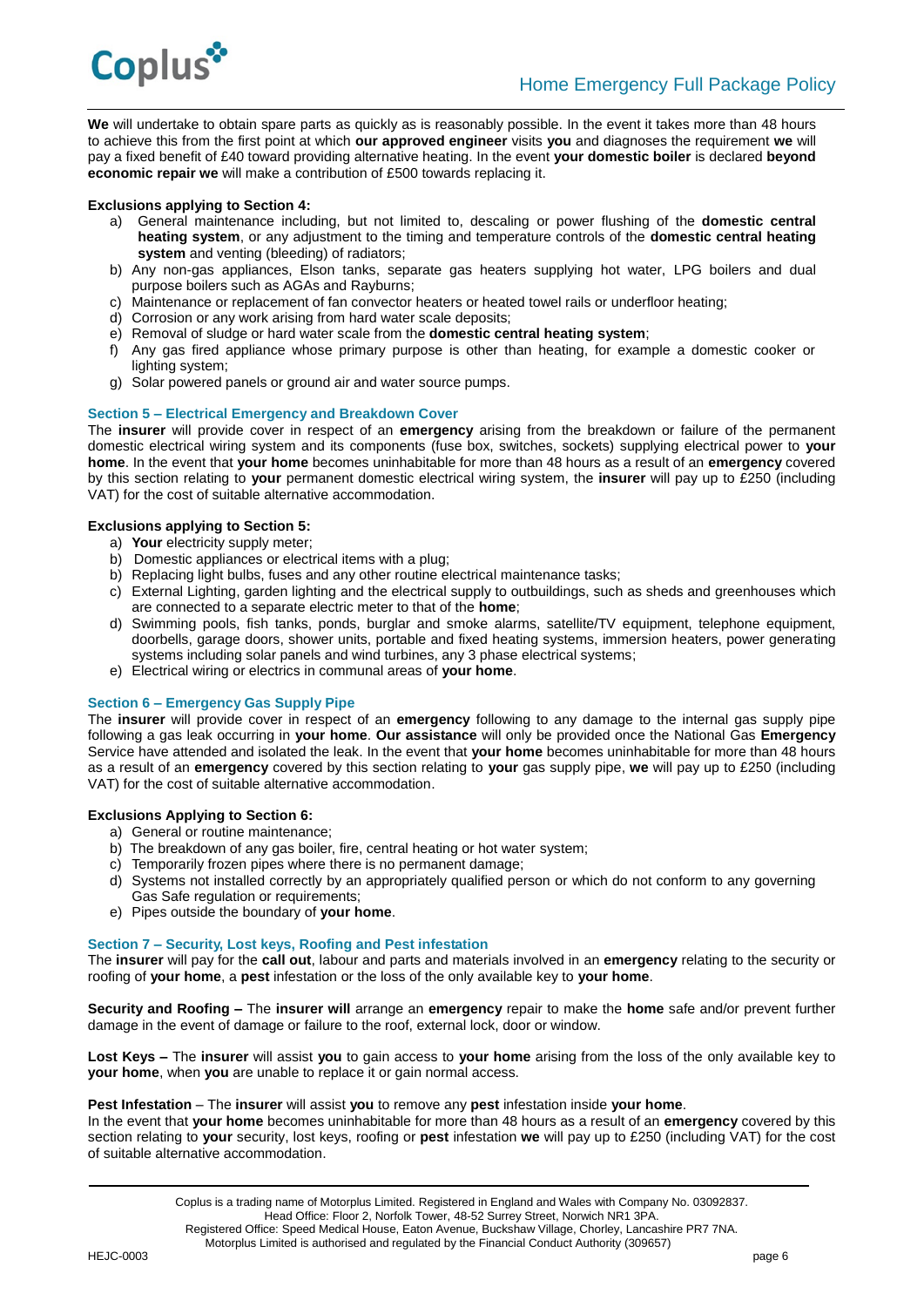**We** will undertake to obtain spare parts as quickly as is reasonably possible. In the event it takes more than 48 hours to achieve this from the first point at which **our approved engineer** visits **you** and diagnoses the requirement **we** will pay a fixed benefit of £40 toward providing alternative heating. In the event **your domestic boiler** is declared **beyond economic repair we** will make a contribution of £500 towards replacing it.

**Exclusions applying to Section 4:**

a) General maintenance including, but not limited to, descaling or power flushing of the **domestic central heating system**, or any adjustment to the timing and temperature controls of the **domestic central heating system** and venting (bleeding) of radiators;
b) Any non-gas appliances, Elson tanks, separate gas heaters supplying hot water, LPG boilers and dual purpose boilers such as AGAs and Rayburns;
c) Maintenance or replacement of fan convector heaters or heated towel rails or underfloor heating;
d) Corrosion or any work arising from hard water scale deposits;
e) Removal of sludge or hard water scale from the **domestic central heating system**;
f) Any gas fired appliance whose primary purpose is other than heating, for example a domestic cooker or lighting system;
g) Solar powered panels or ground air and water source pumps.

### Section 5 – Electrical Emergency and Breakdown Cover

The **insurer** will provide cover in respect of an **emergency** arising from the breakdown or failure of the permanent domestic electrical wiring system and its components (fuse box, switches, sockets) supplying electrical power to **your home**. In the event that **your home** becomes uninhabitable for more than 48 hours as a result of an **emergency** covered by this section relating to **your** permanent domestic electrical wiring system, the **insurer** will pay up to £250 (including VAT) for the cost of suitable alternative accommodation.

**Exclusions applying to Section 5:**

a) **Your** electricity supply meter;
b) Domestic appliances or electrical items with a plug;
b) Replacing light bulbs, fuses and any other routine electrical maintenance tasks;
c) External Lighting, garden lighting and the electrical supply to outbuildings, such as sheds and greenhouses which are connected to a separate electric meter to that of the **home**;
d) Swimming pools, fish tanks, ponds, burglar and smoke alarms, satellite/TV equipment, telephone equipment, doorbells, garage doors, shower units, portable and fixed heating systems, immersion heaters, power generating systems including solar panels and wind turbines, any 3 phase electrical systems;
e) Electrical wiring or electrics in communal areas of **your home**.

### Section 6 – Emergency Gas Supply Pipe

The **insurer** will provide cover in respect of an **emergency** following to any damage to the internal gas supply pipe following a gas leak occurring in **your home**. **Our assistance** will only be provided once the National Gas **Emergency** Service have attended and isolated the leak. In the event that **your home** becomes uninhabitable for more than 48 hours as a result of an **emergency** covered by this section relating to **your** gas supply pipe, **we** will pay up to £250 (including VAT) for the cost of suitable alternative accommodation.

**Exclusions Applying to Section 6:**

a) General or routine maintenance;
b) The breakdown of any gas boiler, fire, central heating or hot water system;
c) Temporarily frozen pipes where there is no permanent damage;
d) Systems not installed correctly by an appropriately qualified person or which do not conform to any governing Gas Safe regulation or requirements;
e) Pipes outside the boundary of **your home**.

### Section 7 – Security, Lost keys, Roofing and Pest infestation

The **insurer** will pay for the **call out**, labour and parts and materials involved in an **emergency** relating to the security or roofing of **your home**, a **pest** infestation or the loss of the only available key to **your home**.

**Security and Roofing –** The **insurer will** arrange an **emergency** repair to make the **home** safe and/or prevent further damage in the event of damage or failure to the roof, external lock, door or window.

**Lost Keys –** The **insurer** will assist **you** to gain access to **your home** arising from the loss of the only available key to **your home**, when **you** are unable to replace it or gain normal access.

**Pest Infestation** – The **insurer** will assist **you** to remove any **pest** infestation inside **your home**.
In the event that **your home** becomes uninhabitable for more than 48 hours as a result of an **emergency** covered by this section relating to **your** security, lost keys, roofing or **pest** infestation **we** will pay up to £250 (including VAT) for the cost of suitable alternative accommodation.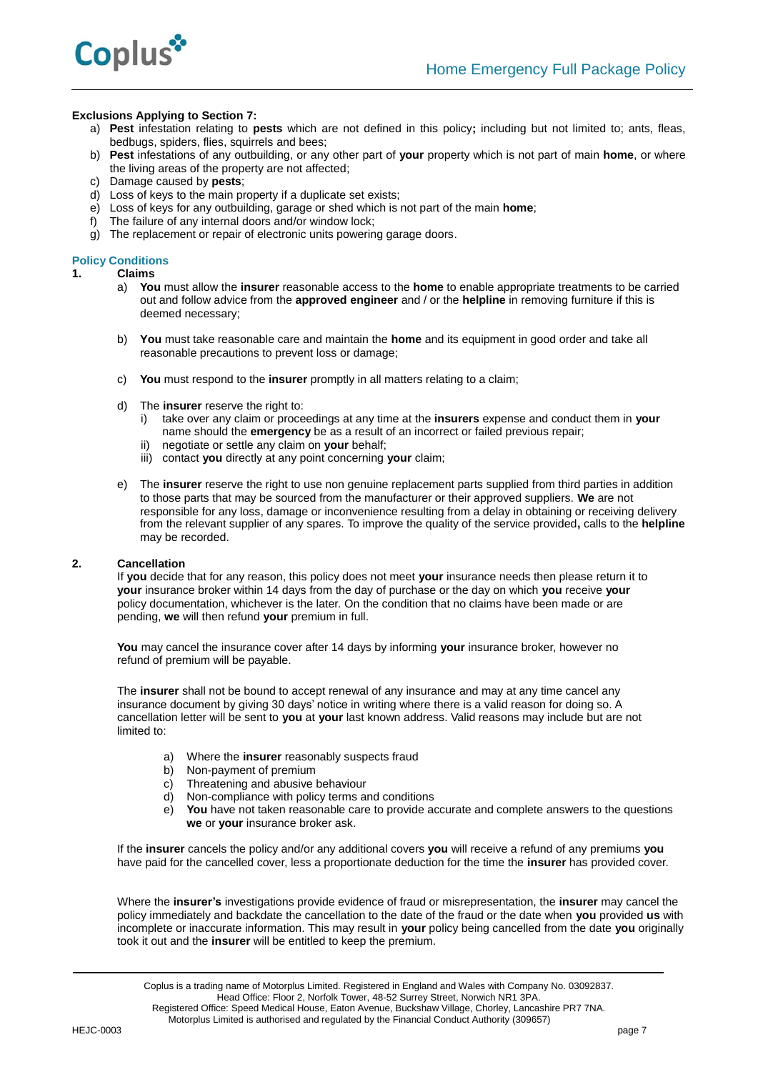**Exclusions Applying to Section 7:**

a) **Pest** infestation relating to **pests** which are not defined in this policy**;** including but not limited to; ants, fleas, bedbugs, spiders, flies, squirrels and bees;
b) **Pest** infestations of any outbuilding, or any other part of **your** property which is not part of main **home**, or where the living areas of the property are not affected;
c) Damage caused by **pests**;
d) Loss of keys to the main property if a duplicate set exists;
e) Loss of keys for any outbuilding, garage or shed which is not part of the main **home**;
f) The failure of any internal doors and/or window lock;
g) The replacement or repair of electronic units powering garage doors.

## Policy Conditions

**1. Claims**

a) **You** must allow the **insurer** reasonable access to the **home** to enable appropriate treatments to be carried out and follow advice from the **approved engineer** and / or the **helpline** in removing furniture if this is deemed necessary;

b) **You** must take reasonable care and maintain the **home** and its equipment in good order and take all reasonable precautions to prevent loss or damage;

c) **You** must respond to the **insurer** promptly in all matters relating to a claim;

d) The **insurer** reserve the right to:
   i) take over any claim or proceedings at any time at the **insurers** expense and conduct them in **your** name should the **emergency** be as a result of an incorrect or failed previous repair;
   ii) negotiate or settle any claim on **your** behalf;
   iii) contact **you** directly at any point concerning **your** claim;

e) The **insurer** reserve the right to use non genuine replacement parts supplied from third parties in addition to those parts that may be sourced from the manufacturer or their approved suppliers. **We** are not responsible for any loss, damage or inconvenience resulting from a delay in obtaining or receiving delivery from the relevant supplier of any spares. To improve the quality of the service provided**,** calls to the **helpline** may be recorded.

**2. Cancellation**

If **you** decide that for any reason, this policy does not meet **your** insurance needs then please return it to **your** insurance broker within 14 days from the day of purchase or the day on which **you** receive **your** policy documentation, whichever is the later. On the condition that no claims have been made or are pending, **we** will then refund **your** premium in full.

**You** may cancel the insurance cover after 14 days by informing **your** insurance broker, however no refund of premium will be payable.

The **insurer** shall not be bound to accept renewal of any insurance and may at any time cancel any insurance document by giving 30 days' notice in writing where there is a valid reason for doing so. A cancellation letter will be sent to **you** at **your** last known address. Valid reasons may include but are not limited to:

a) Where the **insurer** reasonably suspects fraud
b) Non-payment of premium
c) Threatening and abusive behaviour
d) Non-compliance with policy terms and conditions
e) **You** have not taken reasonable care to provide accurate and complete answers to the questions **we** or **your** insurance broker ask.

If the **insurer** cancels the policy and/or any additional covers **you** will receive a refund of any premiums **you** have paid for the cancelled cover, less a proportionate deduction for the time the **insurer** has provided cover.

Where the **insurer's** investigations provide evidence of fraud or misrepresentation, the **insurer** may cancel the policy immediately and backdate the cancellation to the date of the fraud or the date when **you** provided **us** with incomplete or inaccurate information. This may result in **your** policy being cancelled from the date **you** originally took it out and the **insurer** will be entitled to keep the premium.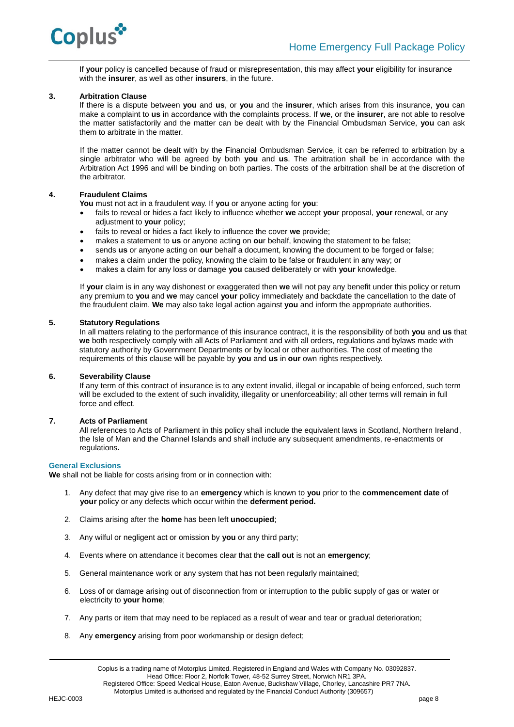If **your** policy is cancelled because of fraud or misrepresentation, this may affect **your** eligibility for insurance with the **insurer**, as well as other **insurers**, in the future.

**3. Arbitration Clause**

If there is a dispute between **you** and **us**, or **you** and the **insurer**, which arises from this insurance, **you** can make a complaint to **us** in accordance with the complaints process. If **we**, or the **insurer**, are not able to resolve the matter satisfactorily and the matter can be dealt with by the Financial Ombudsman Service, **you** can ask them to arbitrate in the matter.

If the matter cannot be dealt with by the Financial Ombudsman Service, it can be referred to arbitration by a single arbitrator who will be agreed by both **you** and **us**. The arbitration shall be in accordance with the Arbitration Act 1996 and will be binding on both parties. The costs of the arbitration shall be at the discretion of the arbitrator.

**4. Fraudulent Claims**

**You** must not act in a fraudulent way. If **you** or anyone acting for **you**:

- fails to reveal or hides a fact likely to influence whether **we** accept **you**r proposal, **your** renewal, or any adjustment to **your** policy;
- fails to reveal or hides a fact likely to influence the cover **we** provide;
- makes a statement to **us** or anyone acting on **ou**r behalf, knowing the statement to be false;
- sends **us** or anyone acting on **our** behalf a document, knowing the document to be forged or false;
- makes a claim under the policy, knowing the claim to be false or fraudulent in any way; or
- makes a claim for any loss or damage **you** caused deliberately or with **your** knowledge.

If **your** claim is in any way dishonest or exaggerated then **we** will not pay any benefit under this policy or return any premium to **you** and **we** may cancel **your** policy immediately and backdate the cancellation to the date of the fraudulent claim. **We** may also take legal action against **you** and inform the appropriate authorities.

**5. Statutory Regulations**

In all matters relating to the performance of this insurance contract, it is the responsibility of both **you** and **us** that **we** both respectively comply with all Acts of Parliament and with all orders, regulations and bylaws made with statutory authority by Government Departments or by local or other authorities. The cost of meeting the requirements of this clause will be payable by **you** and **us** in **our** own rights respectively.

**6. Severability Clause**

If any term of this contract of insurance is to any extent invalid, illegal or incapable of being enforced, such term will be excluded to the extent of such invalidity, illegality or unenforceability; all other terms will remain in full force and effect.

**7. Acts of Parliament**

All references to Acts of Parliament in this policy shall include the equivalent laws in Scotland, Northern Ireland, the Isle of Man and the Channel Islands and shall include any subsequent amendments, re-enactments or regulations**.**

## General Exclusions

**We** shall not be liable for costs arising from or in connection with:

1. Any defect that may give rise to an **emergency** which is known to **you** prior to the **commencement date** of **your** policy or any defects which occur within the **deferment period.**
2. Claims arising after the **home** has been left **unoccupied**;
3. Any wilful or negligent act or omission by **you** or any third party;
4. Events where on attendance it becomes clear that the **call out** is not an **emergency**;
5. General maintenance work or any system that has not been regularly maintained;
6. Loss of or damage arising out of disconnection from or interruption to the public supply of gas or water or electricity to **your home**;
7. Any parts or item that may need to be replaced as a result of wear and tear or gradual deterioration;
8. Any **emergency** arising from poor workmanship or design defect;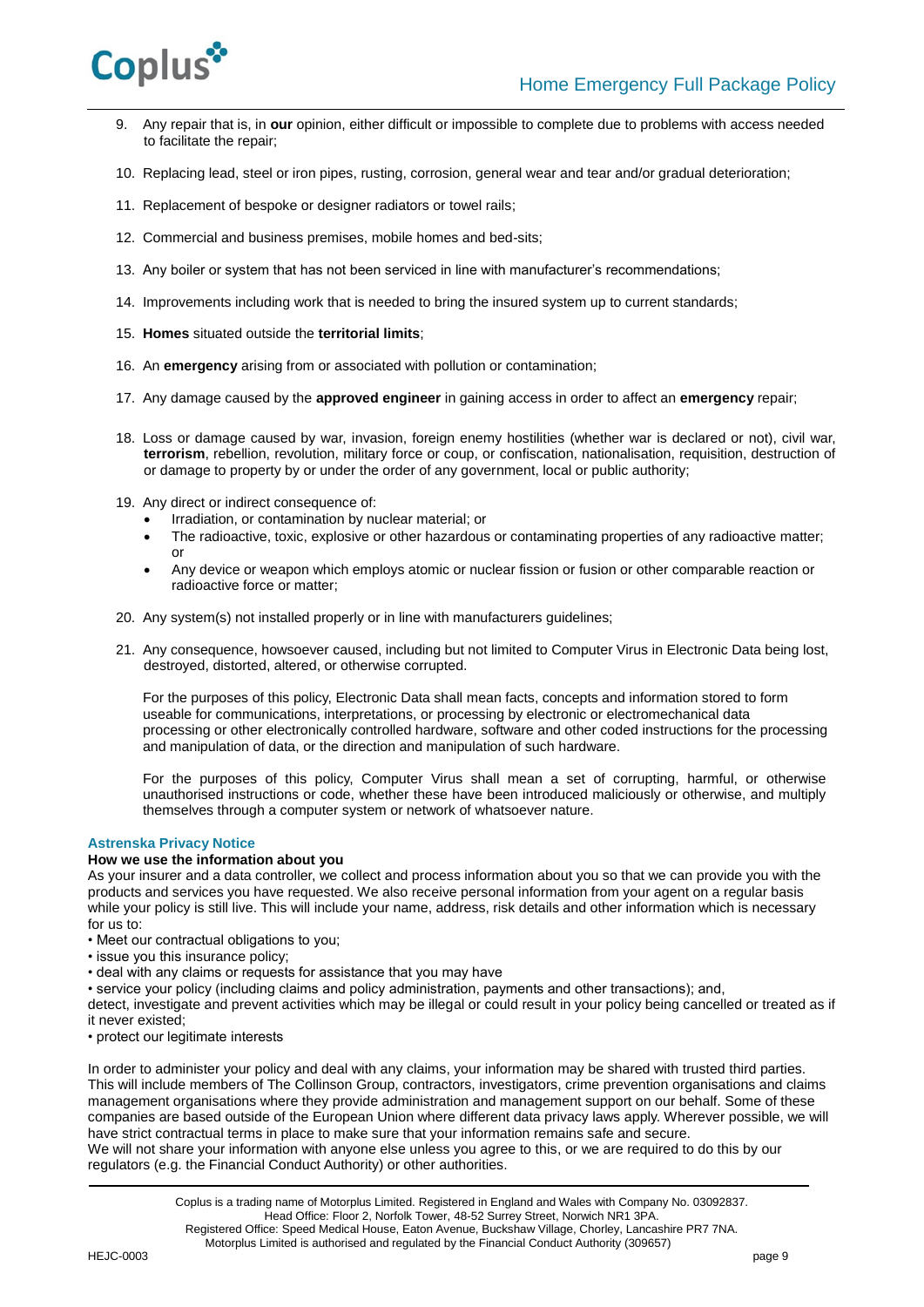9. Any repair that is, in **our** opinion, either difficult or impossible to complete due to problems with access needed to facilitate the repair;

10. Replacing lead, steel or iron pipes, rusting, corrosion, general wear and tear and/or gradual deterioration;

11. Replacement of bespoke or designer radiators or towel rails;

12. Commercial and business premises, mobile homes and bed-sits;

13. Any boiler or system that has not been serviced in line with manufacturer's recommendations;

14. Improvements including work that is needed to bring the insured system up to current standards;

15. **Homes** situated outside the **territorial limits**;

16. An **emergency** arising from or associated with pollution or contamination;

17. Any damage caused by the **approved engineer** in gaining access in order to affect an **emergency** repair;

18. Loss or damage caused by war, invasion, foreign enemy hostilities (whether war is declared or not), civil war, **terrorism**, rebellion, revolution, military force or coup, or confiscation, nationalisation, requisition, destruction of or damage to property by or under the order of any government, local or public authority;

19. Any direct or indirect consequence of:
    - Irradiation, or contamination by nuclear material; or
    - The radioactive, toxic, explosive or other hazardous or contaminating properties of any radioactive matter; or
    - Any device or weapon which employs atomic or nuclear fission or fusion or other comparable reaction or radioactive force or matter;

20. Any system(s) not installed properly or in line with manufacturers guidelines;

21. Any consequence, howsoever caused, including but not limited to Computer Virus in Electronic Data being lost, destroyed, distorted, altered, or otherwise corrupted.

    For the purposes of this policy, Electronic Data shall mean facts, concepts and information stored to form useable for communications, interpretations, or processing by electronic or electromechanical data processing or other electronically controlled hardware, software and other coded instructions for the processing and manipulation of data, or the direction and manipulation of such hardware.

    For the purposes of this policy, Computer Virus shall mean a set of corrupting, harmful, or otherwise unauthorised instructions or code, whether these have been introduced maliciously or otherwise, and multiply themselves through a computer system or network of whatsoever nature.

## Astrenska Privacy Notice

**How we use the information about you**

As your insurer and a data controller, we collect and process information about you so that we can provide you with the products and services you have requested. We also receive personal information from your agent on a regular basis while your policy is still live. This will include your name, address, risk details and other information which is necessary for us to:

- Meet our contractual obligations to you;
- issue you this insurance policy;
- deal with any claims or requests for assistance that you may have
- service your policy (including claims and policy administration, payments and other transactions); and,

detect, investigate and prevent activities which may be illegal or could result in your policy being cancelled or treated as if it never existed;

- protect our legitimate interests

In order to administer your policy and deal with any claims, your information may be shared with trusted third parties. This will include members of The Collinson Group, contractors, investigators, crime prevention organisations and claims management organisations where they provide administration and management support on our behalf. Some of these companies are based outside of the European Union where different data privacy laws apply. Wherever possible, we will have strict contractual terms in place to make sure that your information remains safe and secure.
We will not share your information with anyone else unless you agree to this, or we are required to do this by our regulators (e.g. the Financial Conduct Authority) or other authorities.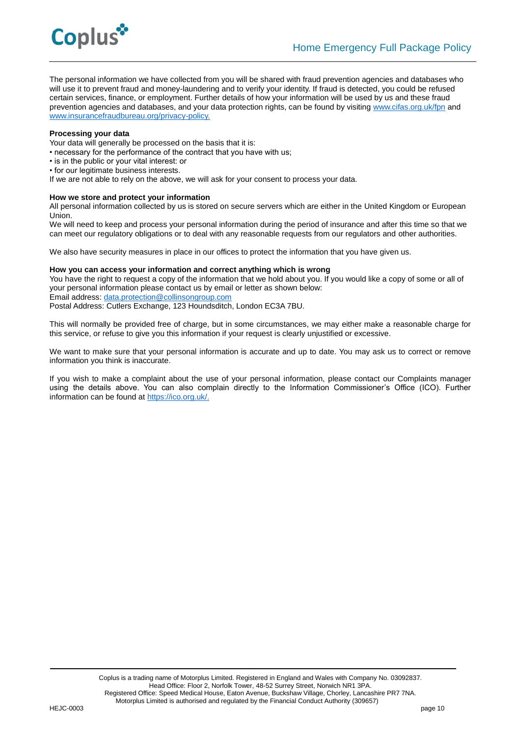The personal information we have collected from you will be shared with fraud prevention agencies and databases who will use it to prevent fraud and money-laundering and to verify your identity. If fraud is detected, you could be refused certain services, finance, or employment. Further details of how your information will be used by us and these fraud prevention agencies and databases, and your data protection rights, can be found by visiting [www.cifas.org.uk/fpn](www.cifas.org.uk/fpn) and [www.insurancefraudbureau.org/privacy-policy.](www.insurancefraudbureau.org/privacy-policy)

**Processing your data**

Your data will generally be processed on the basis that it is:

- necessary for the performance of the contract that you have with us;
- is in the public or your vital interest: or
- for our legitimate business interests.

If we are not able to rely on the above, we will ask for your consent to process your data.

**How we store and protect your information**

All personal information collected by us is stored on secure servers which are either in the United Kingdom or European Union.

We will need to keep and process your personal information during the period of insurance and after this time so that we can meet our regulatory obligations or to deal with any reasonable requests from our regulators and other authorities.

We also have security measures in place in our offices to protect the information that you have given us.

**How you can access your information and correct anything which is wrong**

You have the right to request a copy of the information that we hold about you. If you would like a copy of some or all of your personal information please contact us by email or letter as shown below:

Email address: [data.protection@collinsongroup.com](mailto:data.protection@collinsongroup.com)

Postal Address: Cutlers Exchange, 123 Houndsditch, London EC3A 7BU.

This will normally be provided free of charge, but in some circumstances, we may either make a reasonable charge for this service, or refuse to give you this information if your request is clearly unjustified or excessive.

We want to make sure that your personal information is accurate and up to date. You may ask us to correct or remove information you think is inaccurate.

If you wish to make a complaint about the use of your personal information, please contact our Complaints manager using the details above. You can also complain directly to the Information Commissioner's Office (ICO). Further information can be found at [https://ico.org.uk/.](https://ico.org.uk/)

Coplus is a trading name of Motorplus Limited. Registered in England and Wales with Company No. 03092837.
Head Office: Floor 2, Norfolk Tower, 48-52 Surrey Street, Norwich NR1 3PA.
Registered Office: Speed Medical House, Eaton Avenue, Buckshaw Village, Chorley, Lancashire PR7 7NA.
Motorplus Limited is authorised and regulated by the Financial Conduct Authority (309657)

HEJC-0003